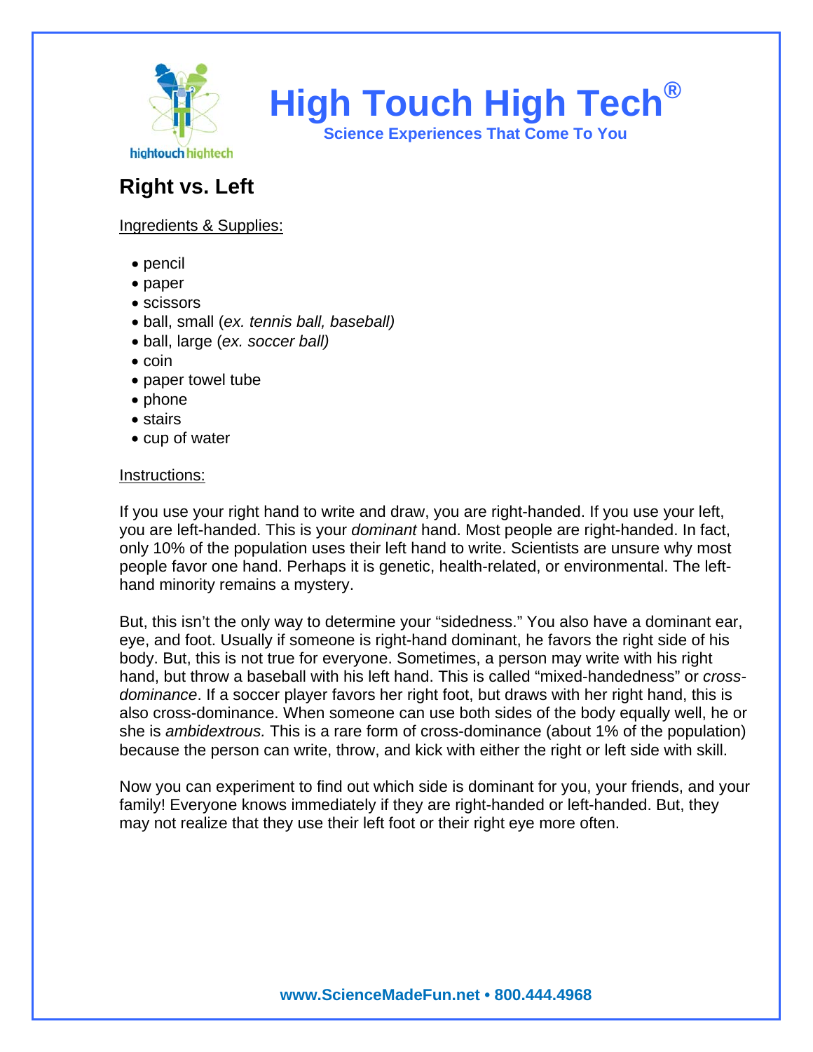# High Touch High Tech®

**Science Experiences That Come To You**

## Right vs. Left

Ingredients & Supplies:

- pencil
- paper
- scissors
- ball, small (*ex. tennis ball, baseball)*
- ball, large (*ex. soccer ball)*
- coin
- paper towel tube
- phone
- stairs
- cup of water

Instructions:

If you use your right hand to write and draw, you are right-handed. If you use your left, you are left-handed. This is your *dominant* hand. Most people are right-handed. In fact, only 10% of the population uses their left hand to write. Scientists are unsure why most people favor one hand. Perhaps it is genetic, health-related, or environmental. The left-hand minority remains a mystery.

But, this isn't the only way to determine your "sidedness." You also have a dominant ear, eye, and foot. Usually if someone is right-hand dominant, he favors the right side of his body. But, this is not true for everyone. Sometimes, a person may write with his right hand, but throw a baseball with his left hand. This is called "mixed-handedness" or *cross-dominance*. If a soccer player favors her right foot, but draws with her right hand, this is also cross-dominance. When someone can use both sides of the body equally well, he or she is *ambidextrous.* This is a rare form of cross-dominance (about 1% of the population) because the person can write, throw, and kick with either the right or left side with skill.

Now you can experiment to find out which side is dominant for you, your friends, and your family! Everyone knows immediately if they are right-handed or left-handed. But, they may not realize that they use their left foot or their right eye more often.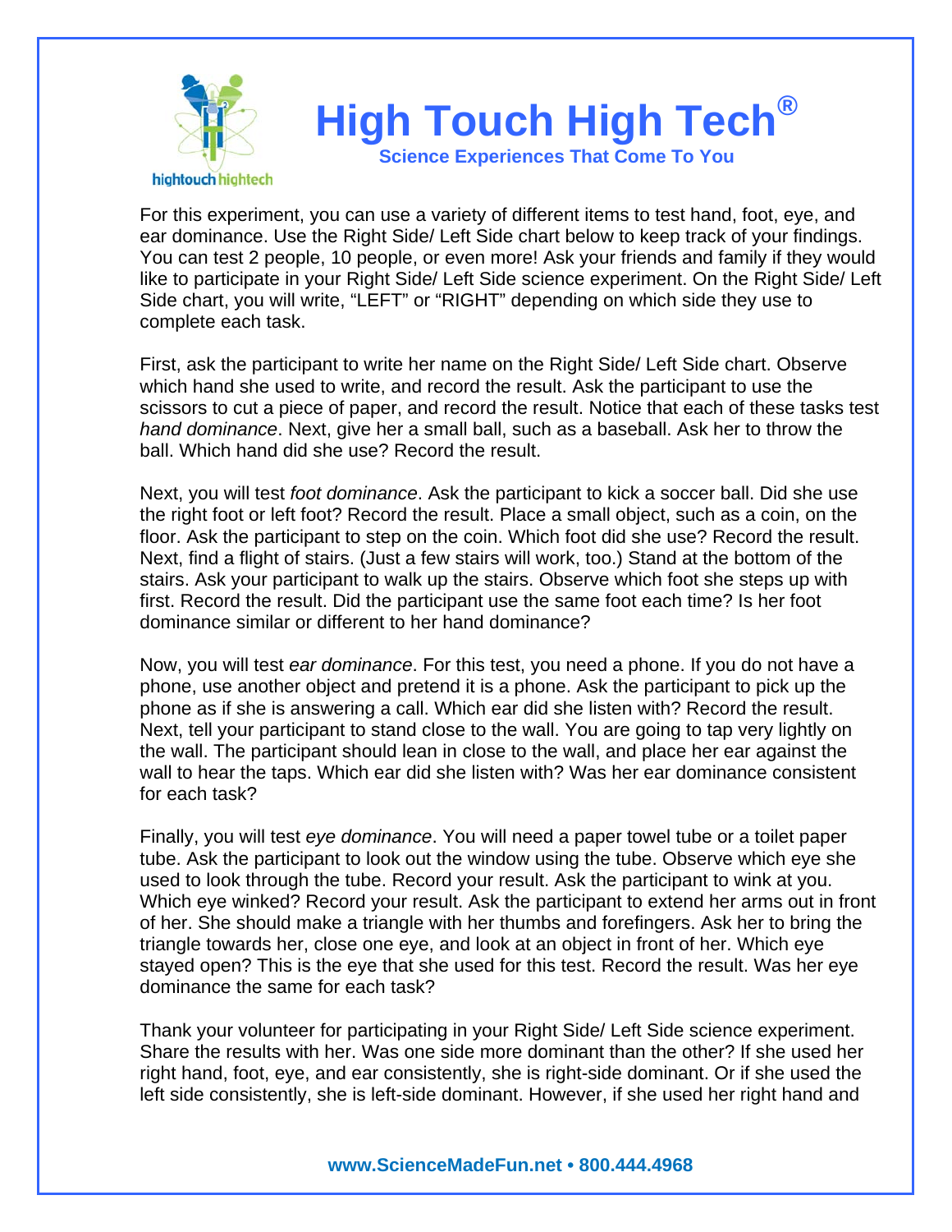For this experiment, you can use a variety of different items to test hand, foot, eye, and ear dominance. Use the Right Side/ Left Side chart below to keep track of your findings. You can test 2 people, 10 people, or even more! Ask your friends and family if they would like to participate in your Right Side/ Left Side science experiment. On the Right Side/ Left Side chart, you will write, "LEFT" or "RIGHT" depending on which side they use to complete each task.

First, ask the participant to write her name on the Right Side/ Left Side chart. Observe which hand she used to write, and record the result. Ask the participant to use the scissors to cut a piece of paper, and record the result. Notice that each of these tasks test *hand dominance*. Next, give her a small ball, such as a baseball. Ask her to throw the ball. Which hand did she use? Record the result.

Next, you will test *foot dominance*. Ask the participant to kick a soccer ball. Did she use the right foot or left foot? Record the result. Place a small object, such as a coin, on the floor. Ask the participant to step on the coin. Which foot did she use? Record the result. Next, find a flight of stairs. (Just a few stairs will work, too.) Stand at the bottom of the stairs. Ask your participant to walk up the stairs. Observe which foot she steps up with first. Record the result. Did the participant use the same foot each time? Is her foot dominance similar or different to her hand dominance?

Now, you will test *ear dominance*. For this test, you need a phone. If you do not have a phone, use another object and pretend it is a phone. Ask the participant to pick up the phone as if she is answering a call. Which ear did she listen with? Record the result. Next, tell your participant to stand close to the wall. You are going to tap very lightly on the wall. The participant should lean in close to the wall, and place her ear against the wall to hear the taps. Which ear did she listen with? Was her ear dominance consistent for each task?

Finally, you will test *eye dominance*. You will need a paper towel tube or a toilet paper tube. Ask the participant to look out the window using the tube. Observe which eye she used to look through the tube. Record your result. Ask the participant to wink at you. Which eye winked? Record your result. Ask the participant to extend her arms out in front of her. She should make a triangle with her thumbs and forefingers. Ask her to bring the triangle towards her, close one eye, and look at an object in front of her. Which eye stayed open? This is the eye that she used for this test. Record the result. Was her eye dominance the same for each task?

Thank your volunteer for participating in your Right Side/ Left Side science experiment. Share the results with her. Was one side more dominant than the other? If she used her right hand, foot, eye, and ear consistently, she is right-side dominant. Or if she used the left side consistently, she is left-side dominant. However, if she used her right hand and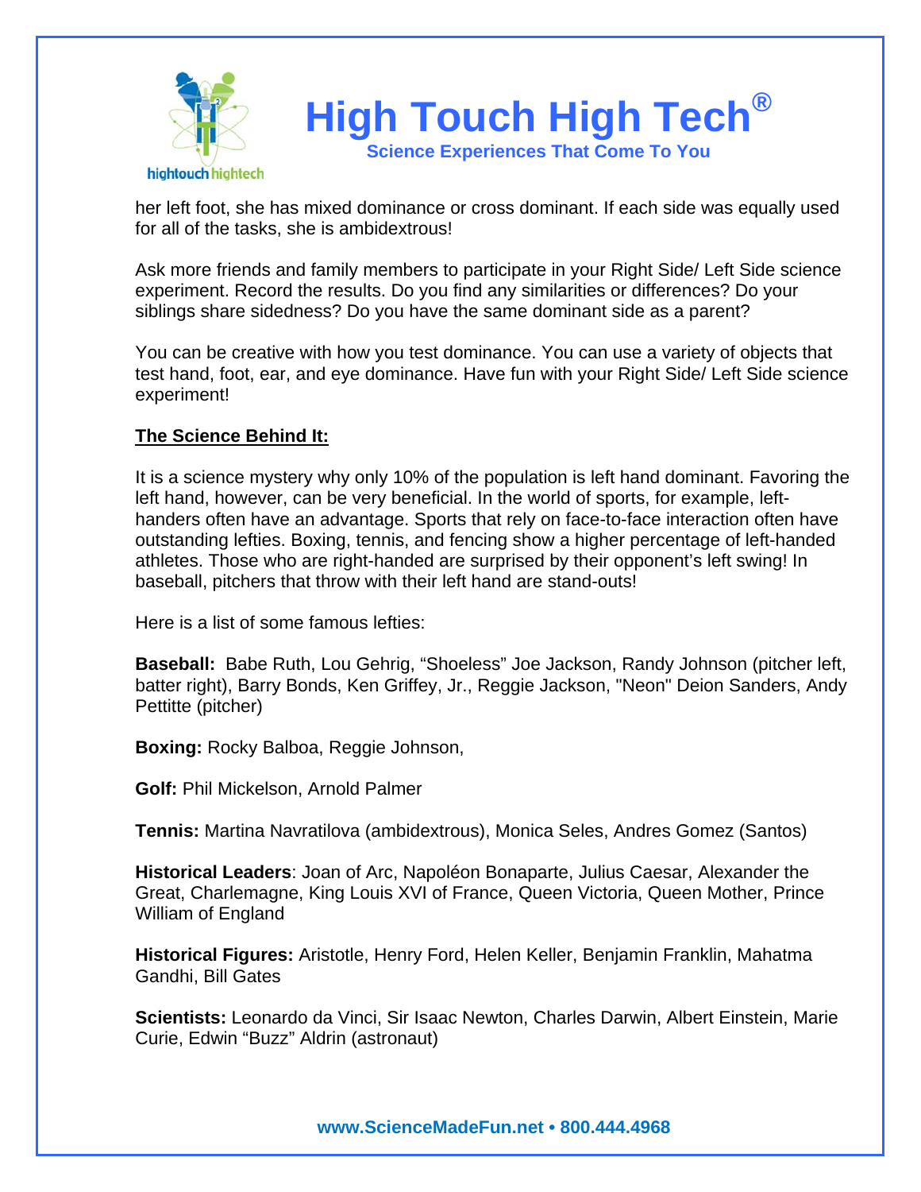her left foot, she has mixed dominance or cross dominant. If each side was equally used for all of the tasks, she is ambidextrous!

Ask more friends and family members to participate in your Right Side/ Left Side science experiment. Record the results. Do you find any similarities or differences? Do your siblings share sidedness? Do you have the same dominant side as a parent?

You can be creative with how you test dominance. You can use a variety of objects that test hand, foot, ear, and eye dominance. Have fun with your Right Side/ Left Side science experiment!

## The Science Behind It:

It is a science mystery why only 10% of the population is left hand dominant. Favoring the left hand, however, can be very beneficial. In the world of sports, for example, left-handers often have an advantage. Sports that rely on face-to-face interaction often have outstanding lefties. Boxing, tennis, and fencing show a higher percentage of left-handed athletes. Those who are right-handed are surprised by their opponent's left swing! In baseball, pitchers that throw with their left hand are stand-outs!

Here is a list of some famous lefties:

**Baseball:** Babe Ruth, Lou Gehrig, "Shoeless" Joe Jackson, Randy Johnson (pitcher left, batter right), Barry Bonds, Ken Griffey, Jr., Reggie Jackson, "Neon" Deion Sanders, Andy Pettitte (pitcher)

**Boxing:** Rocky Balboa, Reggie Johnson,

**Golf:** Phil Mickelson, Arnold Palmer

**Tennis:** Martina Navratilova (ambidextrous), Monica Seles, Andres Gomez (Santos)

**Historical Leaders**: Joan of Arc, Napoléon Bonaparte, Julius Caesar, Alexander the Great, Charlemagne, King Louis XVI of France, Queen Victoria, Queen Mother, Prince William of England

**Historical Figures:** Aristotle, Henry Ford, Helen Keller, Benjamin Franklin, Mahatma Gandhi, Bill Gates

**Scientists:** Leonardo da Vinci, Sir Isaac Newton, Charles Darwin, Albert Einstein, Marie Curie, Edwin "Buzz" Aldrin (astronaut)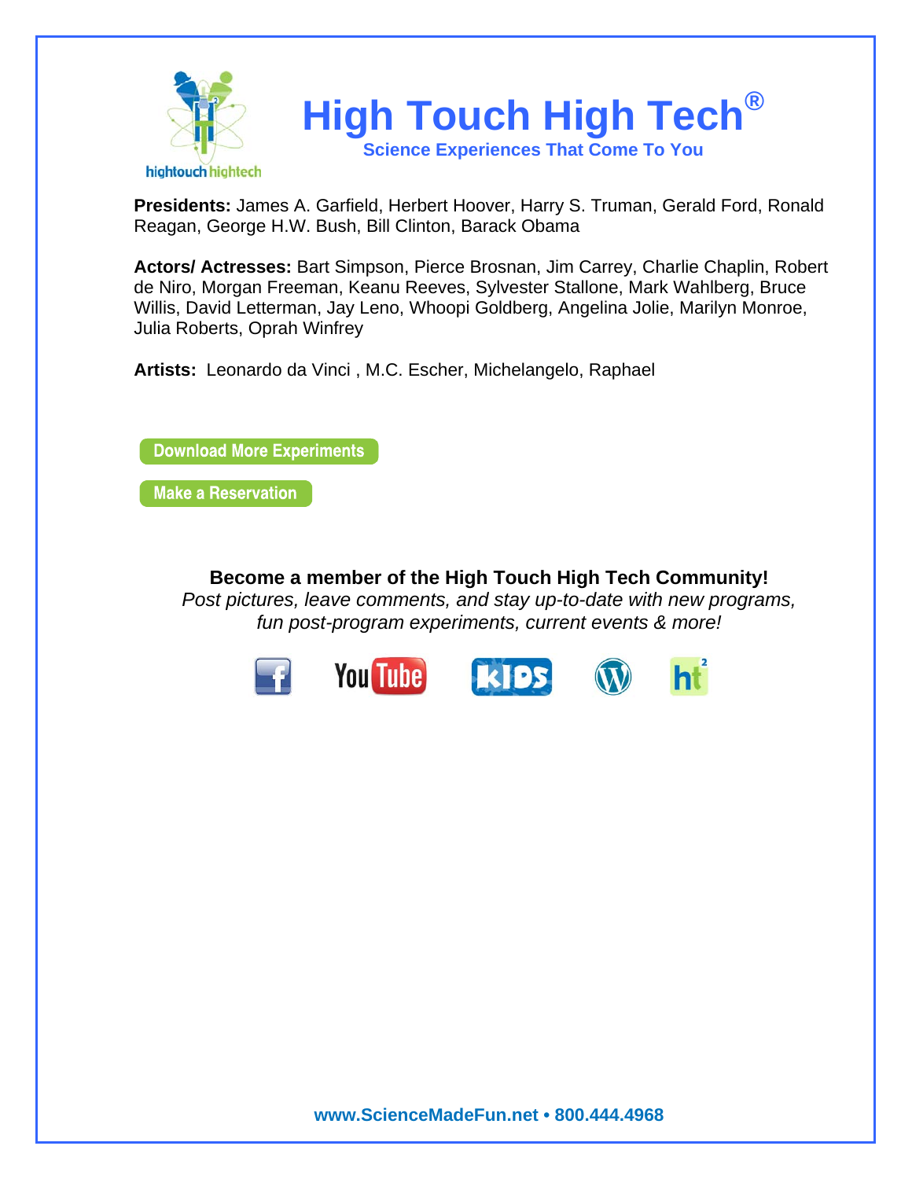# High Touch High Tech®

### Science Experiences That Come To You

**Presidents:** James A. Garfield, Herbert Hoover, Harry S. Truman, Gerald Ford, Ronald Reagan, George H.W. Bush, Bill Clinton, Barack Obama

**Actors/ Actresses:** Bart Simpson, Pierce Brosnan, Jim Carrey, Charlie Chaplin, Robert de Niro, Morgan Freeman, Keanu Reeves, Sylvester Stallone, Mark Wahlberg, Bruce Willis, David Letterman, Jay Leno, Whoopi Goldberg, Angelina Jolie, Marilyn Monroe, Julia Roberts, Oprah Winfrey

**Artists:** Leonardo da Vinci , M.C. Escher, Michelangelo, Raphael

Download More Experiments

Make a Reservation

**Become a member of the High Touch High Tech Community!**

*Post pictures, leave comments, and stay up-to-date with new programs, fun post-program experiments, current events & more!*

www.ScienceMadeFun.net • 800.444.4968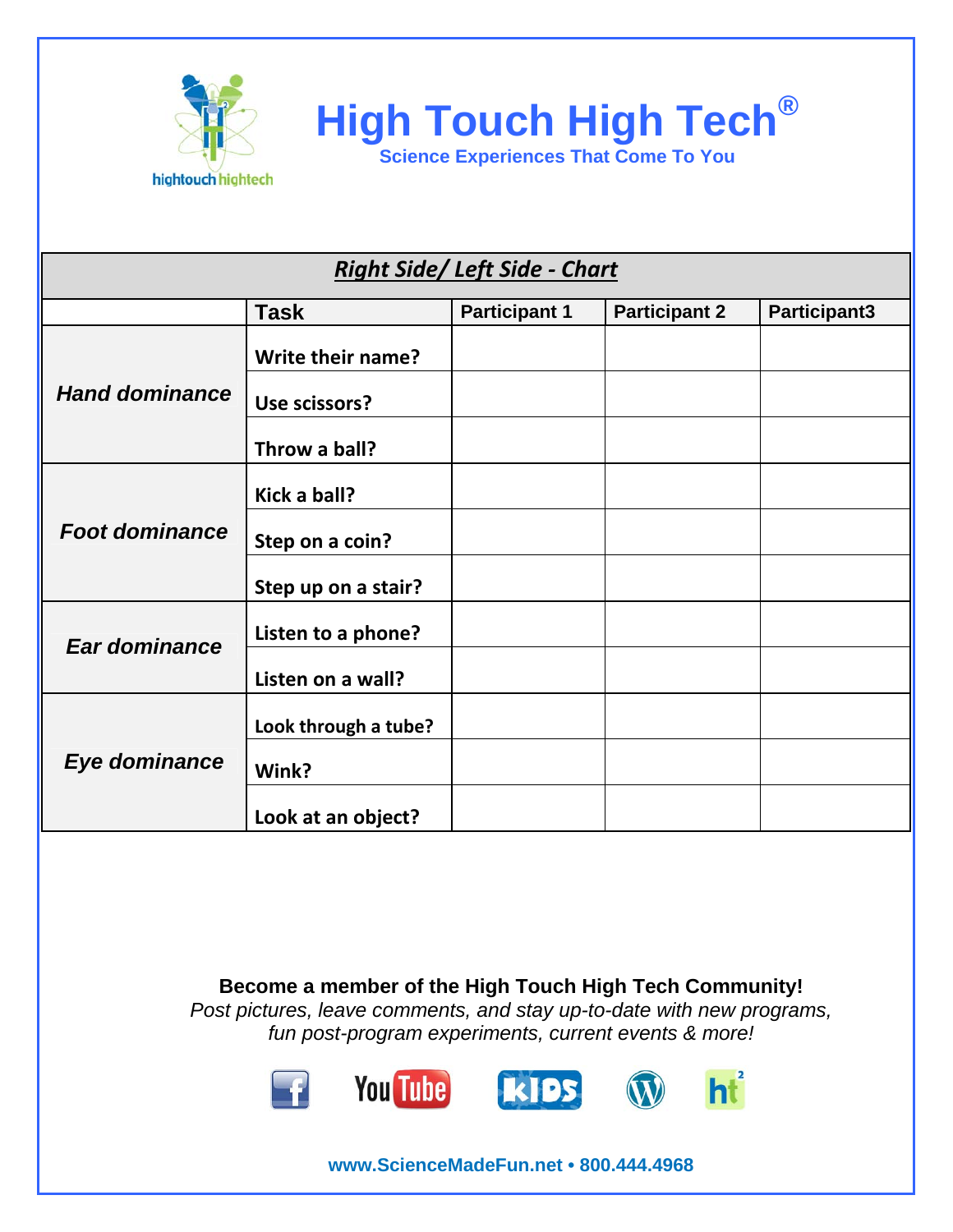# High Touch High Tech®

**Science Experiences That Come To You**

| Right Side/ Left Side - Chart | | | | |
|---|---|---|---|---|
| | **Task** | **Participant 1** | **Participant 2** | **Participant3** |
| ***Hand dominance*** | **Write their name?** | | | |
| | **Use scissors?** | | | |
| | **Throw a ball?** | | | |
| ***Foot dominance*** | **Kick a ball?** | | | |
| | **Step on a coin?** | | | |
| | **Step up on a stair?** | | | |
| ***Ear dominance*** | **Listen to a phone?** | | | |
| | **Listen on a wall?** | | | |
| ***Eye dominance*** | **Look through a tube?** | | | |
| | **Wink?** | | | |
| | **Look at an object?** | | | |

**Become a member of the High Touch High Tech Community!**

*Post pictures, leave comments, and stay up-to-date with new programs, fun post-program experiments, current events & more!*

**www.ScienceMadeFun.net • 800.444.4968**